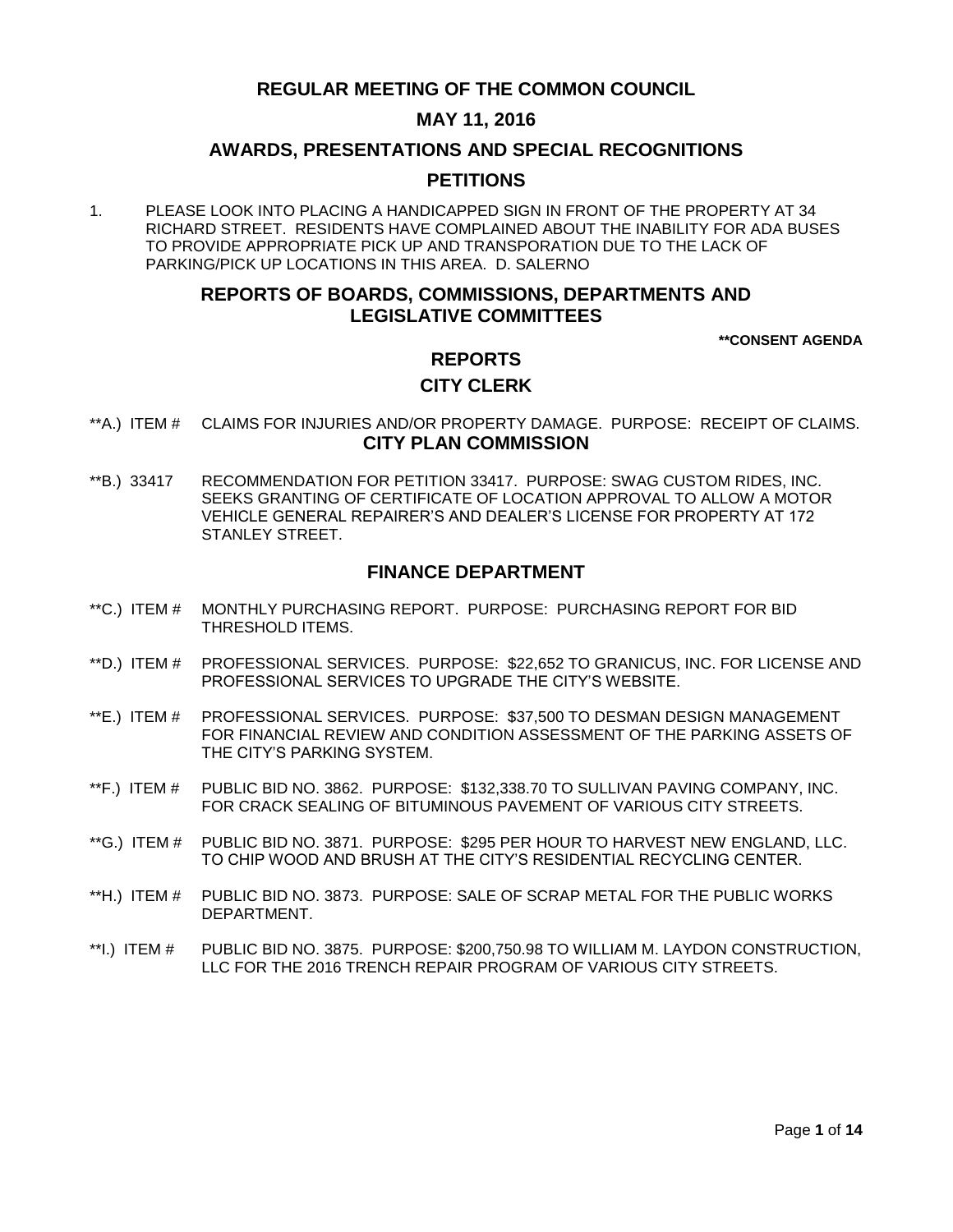# REGULAR MEETING OF THE COMMON COUNCIL

## MAY 11, 2016

## AWARDS, PRESENTATIONS AND SPECIAL RECOGNITIONS

## PETITIONS

1. PLEASE LOOK INTO PLACING A HANDICAPPED SIGN IN FRONT OF THE PROPERTY AT 34 RICHARD STREET. RESIDENTS HAVE COMPLAINED ABOUT THE INABILITY FOR ADA BUSES TO PROVIDE APPROPRIATE PICK UP AND TRANSPORATION DUE TO THE LACK OF PARKING/PICK UP LOCATIONS IN THIS AREA. D. SALERNO

## REPORTS OF BOARDS, COMMISSIONS, DEPARTMENTS AND LEGISLATIVE COMMITTEES

**\*\*CONSENT AGENDA**

## REPORTS

## CITY CLERK

**A.) ITEM # CLAIMS FOR INJURIES AND/OR PROPERTY DAMAGE. PURPOSE: RECEIPT OF CLAIMS.

## CITY PLAN COMMISSION

**B.) 33417 RECOMMENDATION FOR PETITION 33417. PURPOSE: SWAG CUSTOM RIDES, INC. SEEKS GRANTING OF CERTIFICATE OF LOCATION APPROVAL TO ALLOW A MOTOR VEHICLE GENERAL REPAIRER'S AND DEALER'S LICENSE FOR PROPERTY AT 172 STANLEY STREET.

## FINANCE DEPARTMENT

**C.) ITEM # MONTHLY PURCHASING REPORT. PURPOSE: PURCHASING REPORT FOR BID THRESHOLD ITEMS.

**D.) ITEM # PROFESSIONAL SERVICES. PURPOSE: $22,652 TO GRANICUS, INC. FOR LICENSE AND PROFESSIONAL SERVICES TO UPGRADE THE CITY'S WEBSITE.

**E.) ITEM # PROFESSIONAL SERVICES. PURPOSE: $37,500 TO DESMAN DESIGN MANAGEMENT FOR FINANCIAL REVIEW AND CONDITION ASSESSMENT OF THE PARKING ASSETS OF THE CITY'S PARKING SYSTEM.

**F.) ITEM # PUBLIC BID NO. 3862. PURPOSE: $132,338.70 TO SULLIVAN PAVING COMPANY, INC. FOR CRACK SEALING OF BITUMINOUS PAVEMENT OF VARIOUS CITY STREETS.

**G.) ITEM # PUBLIC BID NO. 3871. PURPOSE: $295 PER HOUR TO HARVEST NEW ENGLAND, LLC. TO CHIP WOOD AND BRUSH AT THE CITY'S RESIDENTIAL RECYCLING CENTER.

**H.) ITEM # PUBLIC BID NO. 3873. PURPOSE: SALE OF SCRAP METAL FOR THE PUBLIC WORKS DEPARTMENT.

**I.) ITEM # PUBLIC BID NO. 3875. PURPOSE: $200,750.98 TO WILLIAM M. LAYDON CONSTRUCTION, LLC FOR THE 2016 TRENCH REPAIR PROGRAM OF VARIOUS CITY STREETS.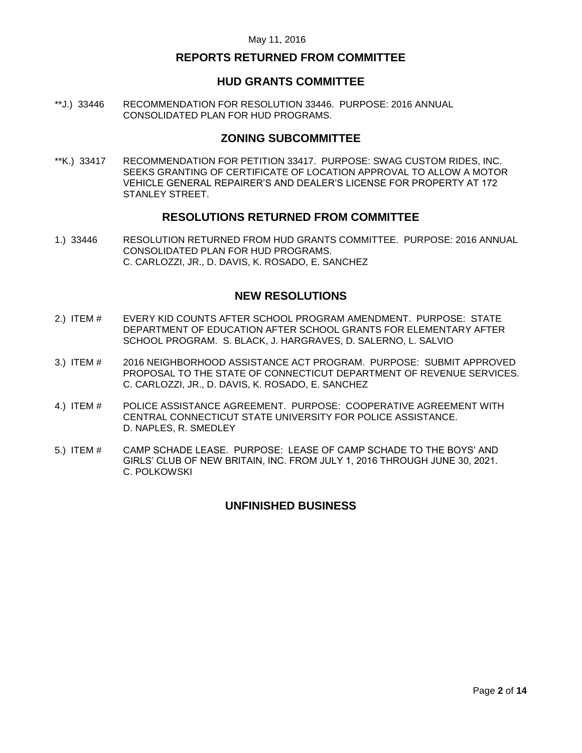May 11, 2016

## REPORTS RETURNED FROM COMMITTEE

## HUD GRANTS COMMITTEE

**J.) 33446 RECOMMENDATION FOR RESOLUTION 33446. PURPOSE: 2016 ANNUAL CONSOLIDATED PLAN FOR HUD PROGRAMS.

## ZONING SUBCOMMITTEE

**K.) 33417 RECOMMENDATION FOR PETITION 33417. PURPOSE: SWAG CUSTOM RIDES, INC. SEEKS GRANTING OF CERTIFICATE OF LOCATION APPROVAL TO ALLOW A MOTOR VEHICLE GENERAL REPAIRER'S AND DEALER'S LICENSE FOR PROPERTY AT 172 STANLEY STREET.

## RESOLUTIONS RETURNED FROM COMMITTEE

1.) 33446 RESOLUTION RETURNED FROM HUD GRANTS COMMITTEE. PURPOSE: 2016 ANNUAL CONSOLIDATED PLAN FOR HUD PROGRAMS.
C. CARLOZZI, JR., D. DAVIS, K. ROSADO, E. SANCHEZ

## NEW RESOLUTIONS

2.) ITEM # EVERY KID COUNTS AFTER SCHOOL PROGRAM AMENDMENT. PURPOSE: STATE DEPARTMENT OF EDUCATION AFTER SCHOOL GRANTS FOR ELEMENTARY AFTER SCHOOL PROGRAM. S. BLACK, J. HARGRAVES, D. SALERNO, L. SALVIO

3.) ITEM # 2016 NEIGHBORHOOD ASSISTANCE ACT PROGRAM. PURPOSE: SUBMIT APPROVED PROPOSAL TO THE STATE OF CONNECTICUT DEPARTMENT OF REVENUE SERVICES.
C. CARLOZZI, JR., D. DAVIS, K. ROSADO, E. SANCHEZ

4.) ITEM # POLICE ASSISTANCE AGREEMENT. PURPOSE: COOPERATIVE AGREEMENT WITH CENTRAL CONNECTICUT STATE UNIVERSITY FOR POLICE ASSISTANCE.
D. NAPLES, R. SMEDLEY

5.) ITEM # CAMP SCHADE LEASE. PURPOSE: LEASE OF CAMP SCHADE TO THE BOYS' AND GIRLS' CLUB OF NEW BRITAIN, INC. FROM JULY 1, 2016 THROUGH JUNE 30, 2021.
C. POLKOWSKI

## UNFINISHED BUSINESS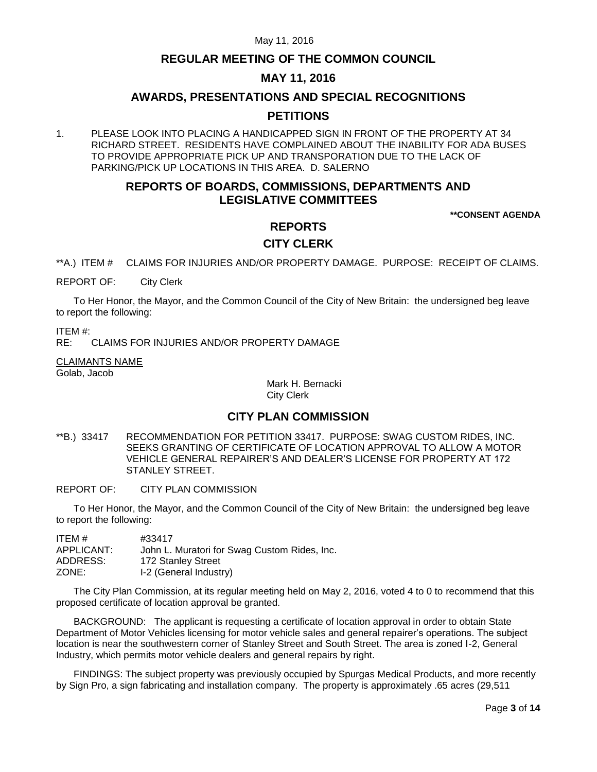# REGULAR MEETING OF THE COMMON COUNCIL

## MAY 11, 2016

## AWARDS, PRESENTATIONS AND SPECIAL RECOGNITIONS

## PETITIONS

1. PLEASE LOOK INTO PLACING A HANDICAPPED SIGN IN FRONT OF THE PROPERTY AT 34 RICHARD STREET. RESIDENTS HAVE COMPLAINED ABOUT THE INABILITY FOR ADA BUSES TO PROVIDE APPROPRIATE PICK UP AND TRANSPORATION DUE TO THE LACK OF PARKING/PICK UP LOCATIONS IN THIS AREA. D. SALERNO

## REPORTS OF BOARDS, COMMISSIONS, DEPARTMENTS AND LEGISLATIVE COMMITTEES

**\*\*CONSENT AGENDA**

## REPORTS

## CITY CLERK

\*\*A.) ITEM # CLAIMS FOR INJURIES AND/OR PROPERTY DAMAGE. PURPOSE: RECEIPT OF CLAIMS.

REPORT OF: City Clerk

To Her Honor, the Mayor, and the Common Council of the City of New Britain: the undersigned beg leave to report the following:

ITEM #:
RE: CLAIMS FOR INJURIES AND/OR PROPERTY DAMAGE

CLAIMANTS NAME
Golab, Jacob

Mark H. Bernacki
City Clerk

## CITY PLAN COMMISSION

\*\*B.) 33417 RECOMMENDATION FOR PETITION 33417. PURPOSE: SWAG CUSTOM RIDES, INC. SEEKS GRANTING OF CERTIFICATE OF LOCATION APPROVAL TO ALLOW A MOTOR VEHICLE GENERAL REPAIRER'S AND DEALER'S LICENSE FOR PROPERTY AT 172 STANLEY STREET.

REPORT OF: CITY PLAN COMMISSION

To Her Honor, the Mayor, and the Common Council of the City of New Britain: the undersigned beg leave to report the following:

ITEM # #33417
APPLICANT: John L. Muratori for Swag Custom Rides, Inc.
ADDRESS: 172 Stanley Street
ZONE: I-2 (General Industry)

The City Plan Commission, at its regular meeting held on May 2, 2016, voted 4 to 0 to recommend that this proposed certificate of location approval be granted.

BACKGROUND: The applicant is requesting a certificate of location approval in order to obtain State Department of Motor Vehicles licensing for motor vehicle sales and general repairer's operations. The subject location is near the southwestern corner of Stanley Street and South Street. The area is zoned I-2, General Industry, which permits motor vehicle dealers and general repairs by right.

FINDINGS: The subject property was previously occupied by Spurgas Medical Products, and more recently by Sign Pro, a sign fabricating and installation company. The property is approximately .65 acres (29,511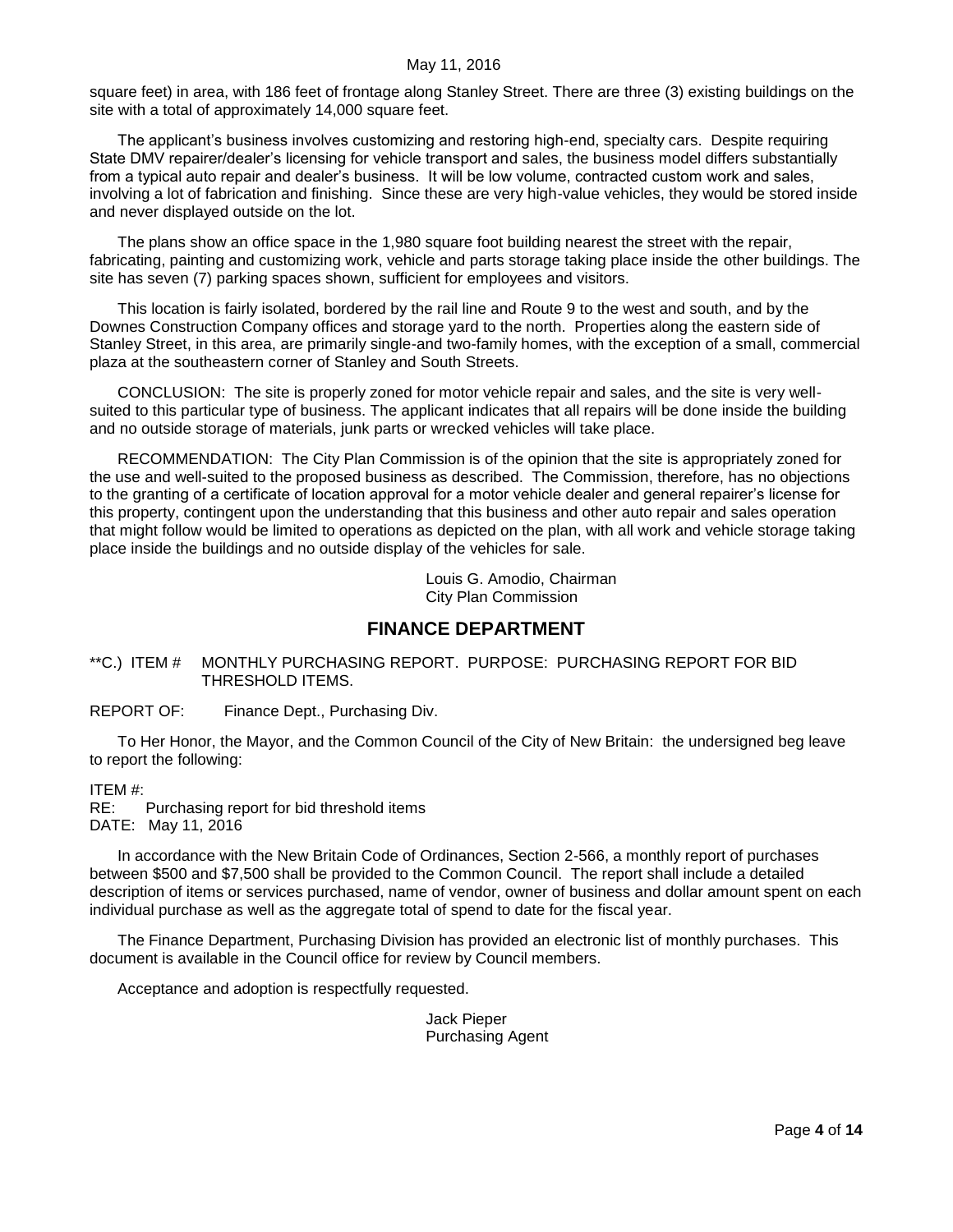square feet) in area, with 186 feet of frontage along Stanley Street. There are three (3) existing buildings on the site with a total of approximately 14,000 square feet.

The applicant's business involves customizing and restoring high-end, specialty cars. Despite requiring State DMV repairer/dealer's licensing for vehicle transport and sales, the business model differs substantially from a typical auto repair and dealer's business. It will be low volume, contracted custom work and sales, involving a lot of fabrication and finishing. Since these are very high-value vehicles, they would be stored inside and never displayed outside on the lot.

The plans show an office space in the 1,980 square foot building nearest the street with the repair, fabricating, painting and customizing work, vehicle and parts storage taking place inside the other buildings. The site has seven (7) parking spaces shown, sufficient for employees and visitors.

This location is fairly isolated, bordered by the rail line and Route 9 to the west and south, and by the Downes Construction Company offices and storage yard to the north. Properties along the eastern side of Stanley Street, in this area, are primarily single-and two-family homes, with the exception of a small, commercial plaza at the southeastern corner of Stanley and South Streets.

CONCLUSION: The site is properly zoned for motor vehicle repair and sales, and the site is very well-suited to this particular type of business. The applicant indicates that all repairs will be done inside the building and no outside storage of materials, junk parts or wrecked vehicles will take place.

RECOMMENDATION: The City Plan Commission is of the opinion that the site is appropriately zoned for the use and well-suited to the proposed business as described. The Commission, therefore, has no objections to the granting of a certificate of location approval for a motor vehicle dealer and general repairer's license for this property, contingent upon the understanding that this business and other auto repair and sales operation that might follow would be limited to operations as depicted on the plan, with all work and vehicle storage taking place inside the buildings and no outside display of the vehicles for sale.

Louis G. Amodio, Chairman
City Plan Commission

## FINANCE DEPARTMENT

**C.) ITEM # MONTHLY PURCHASING REPORT. PURPOSE: PURCHASING REPORT FOR BID THRESHOLD ITEMS.

REPORT OF: Finance Dept., Purchasing Div.

To Her Honor, the Mayor, and the Common Council of the City of New Britain: the undersigned beg leave to report the following:

ITEM #:
RE: Purchasing report for bid threshold items
DATE: May 11, 2016

In accordance with the New Britain Code of Ordinances, Section 2-566, a monthly report of purchases between $500 and $7,500 shall be provided to the Common Council. The report shall include a detailed description of items or services purchased, name of vendor, owner of business and dollar amount spent on each individual purchase as well as the aggregate total of spend to date for the fiscal year.

The Finance Department, Purchasing Division has provided an electronic list of monthly purchases. This document is available in the Council office for review by Council members.

Acceptance and adoption is respectfully requested.

Jack Pieper
Purchasing Agent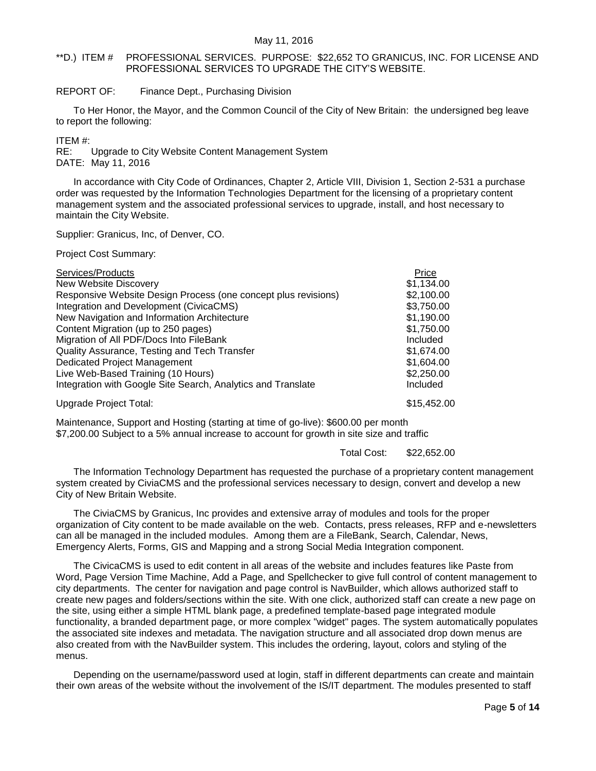May 11, 2016

**D.) ITEM # PROFESSIONAL SERVICES. PURPOSE: $22,652 TO GRANICUS, INC. FOR LICENSE AND PROFESSIONAL SERVICES TO UPGRADE THE CITY'S WEBSITE.

REPORT OF: Finance Dept., Purchasing Division

To Her Honor, the Mayor, and the Common Council of the City of New Britain: the undersigned beg leave to report the following:

ITEM #:
RE: Upgrade to City Website Content Management System
DATE: May 11, 2016

In accordance with City Code of Ordinances, Chapter 2, Article VIII, Division 1, Section 2-531 a purchase order was requested by the Information Technologies Department for the licensing of a proprietary content management system and the associated professional services to upgrade, install, and host necessary to maintain the City Website.

Supplier: Granicus, Inc, of Denver, CO.

Project Cost Summary:

| Services/Products | Price |
|---|---|
| New Website Discovery | $1,134.00 |
| Responsive Website Design Process (one concept plus revisions) | $2,100.00 |
| Integration and Development (CivicaCMS) | $3,750.00 |
| New Navigation and Information Architecture | $1,190.00 |
| Content Migration (up to 250 pages) | $1,750.00 |
| Migration of All PDF/Docs Into FileBank | Included |
| Quality Assurance, Testing and Tech Transfer | $1,674.00 |
| Dedicated Project Management | $1,604.00 |
| Live Web-Based Training (10 Hours) | $2,250.00 |
| Integration with Google Site Search, Analytics and Translate | Included |
| Upgrade Project Total: | $15,452.00 |

Maintenance, Support and Hosting (starting at time of go-live): $600.00 per month
$7,200.00 Subject to a 5% annual increase to account for growth in site size and traffic

Total Cost: $22,652.00

The Information Technology Department has requested the purchase of a proprietary content management system created by CiviaCMS and the professional services necessary to design, convert and develop a new City of New Britain Website.

The CiviaCMS by Granicus, Inc provides and extensive array of modules and tools for the proper organization of City content to be made available on the web. Contacts, press releases, RFP and e-newsletters can all be managed in the included modules. Among them are a FileBank, Search, Calendar, News, Emergency Alerts, Forms, GIS and Mapping and a strong Social Media Integration component.

The CivicaCMS is used to edit content in all areas of the website and includes features like Paste from Word, Page Version Time Machine, Add a Page, and Spellchecker to give full control of content management to city departments. The center for navigation and page control is NavBuilder, which allows authorized staff to create new pages and folders/sections within the site. With one click, authorized staff can create a new page on the site, using either a simple HTML blank page, a predefined template-based page integrated module functionality, a branded department page, or more complex "widget" pages. The system automatically populates the associated site indexes and metadata. The navigation structure and all associated drop down menus are also created from with the NavBuilder system. This includes the ordering, layout, colors and styling of the menus.

Depending on the username/password used at login, staff in different departments can create and maintain their own areas of the website without the involvement of the IS/IT department. The modules presented to staff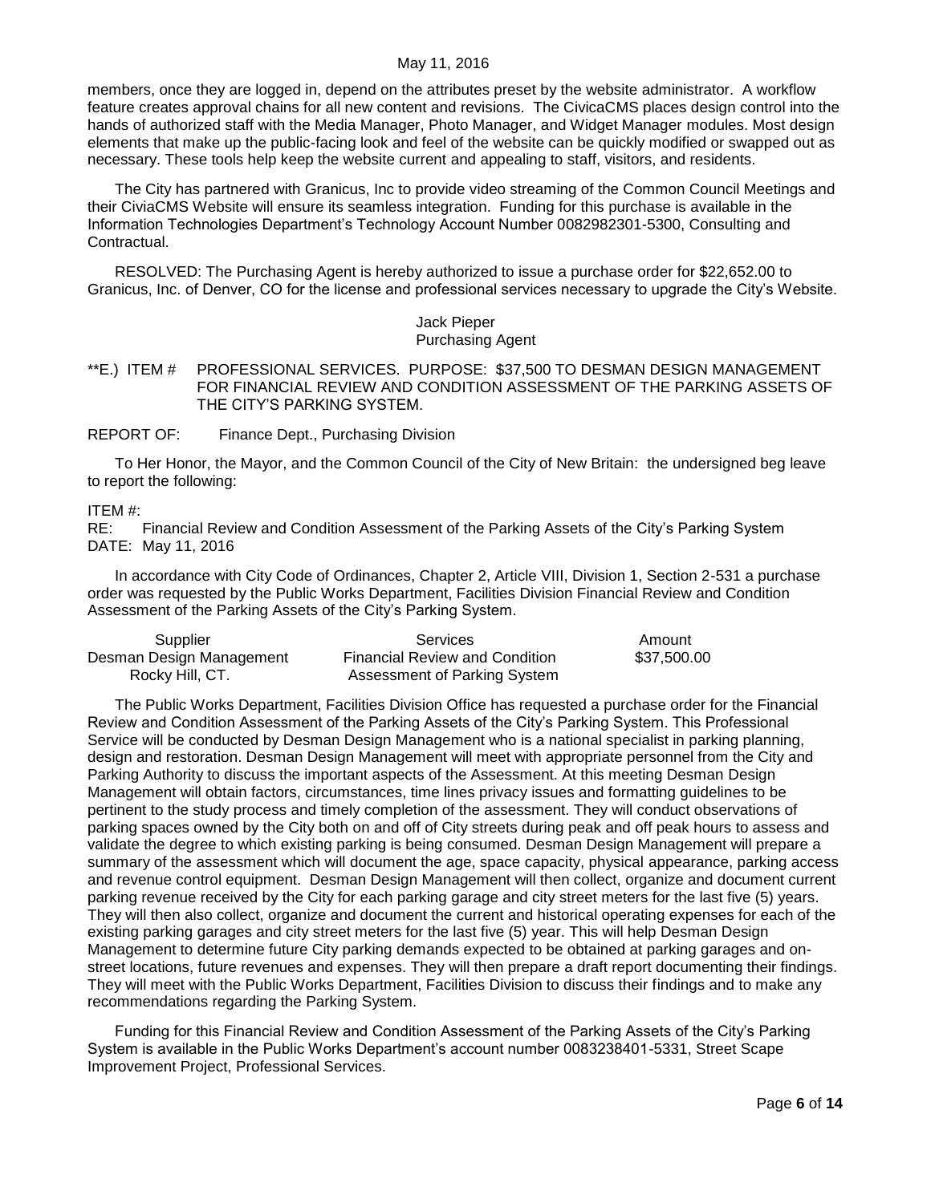members, once they are logged in, depend on the attributes preset by the website administrator. A workflow feature creates approval chains for all new content and revisions. The CivicaCMS places design control into the hands of authorized staff with the Media Manager, Photo Manager, and Widget Manager modules. Most design elements that make up the public-facing look and feel of the website can be quickly modified or swapped out as necessary. These tools help keep the website current and appealing to staff, visitors, and residents.

The City has partnered with Granicus, Inc to provide video streaming of the Common Council Meetings and their CiviaCMS Website will ensure its seamless integration. Funding for this purchase is available in the Information Technologies Department's Technology Account Number 0082982301-5300, Consulting and Contractual.

RESOLVED: The Purchasing Agent is hereby authorized to issue a purchase order for $22,652.00 to Granicus, Inc. of Denver, CO for the license and professional services necessary to upgrade the City's Website.

Jack Pieper
Purchasing Agent

**E.) ITEM # PROFESSIONAL SERVICES. PURPOSE: $37,500 TO DESMAN DESIGN MANAGEMENT FOR FINANCIAL REVIEW AND CONDITION ASSESSMENT OF THE PARKING ASSETS OF THE CITY'S PARKING SYSTEM.

REPORT OF: Finance Dept., Purchasing Division

To Her Honor, the Mayor, and the Common Council of the City of New Britain: the undersigned beg leave to report the following:

ITEM #:
RE: Financial Review and Condition Assessment of the Parking Assets of the City's Parking System
DATE: May 11, 2016

In accordance with City Code of Ordinances, Chapter 2, Article VIII, Division 1, Section 2-531 a purchase order was requested by the Public Works Department, Facilities Division Financial Review and Condition Assessment of the Parking Assets of the City's Parking System.

| Supplier | Services | Amount |
|---|---|---|
| Desman Design Management<br>Rocky Hill, CT. | Financial Review and Condition<br>Assessment of Parking System | $37,500.00 |

The Public Works Department, Facilities Division Office has requested a purchase order for the Financial Review and Condition Assessment of the Parking Assets of the City's Parking System. This Professional Service will be conducted by Desman Design Management who is a national specialist in parking planning, design and restoration. Desman Design Management will meet with appropriate personnel from the City and Parking Authority to discuss the important aspects of the Assessment. At this meeting Desman Design Management will obtain factors, circumstances, time lines privacy issues and formatting guidelines to be pertinent to the study process and timely completion of the assessment. They will conduct observations of parking spaces owned by the City both on and off of City streets during peak and off peak hours to assess and validate the degree to which existing parking is being consumed. Desman Design Management will prepare a summary of the assessment which will document the age, space capacity, physical appearance, parking access and revenue control equipment. Desman Design Management will then collect, organize and document current parking revenue received by the City for each parking garage and city street meters for the last five (5) years. They will then also collect, organize and document the current and historical operating expenses for each of the existing parking garages and city street meters for the last five (5) year. This will help Desman Design Management to determine future City parking demands expected to be obtained at parking garages and on-street locations, future revenues and expenses. They will then prepare a draft report documenting their findings. They will meet with the Public Works Department, Facilities Division to discuss their findings and to make any recommendations regarding the Parking System.

Funding for this Financial Review and Condition Assessment of the Parking Assets of the City's Parking System is available in the Public Works Department's account number 0083238401-5331, Street Scape Improvement Project, Professional Services.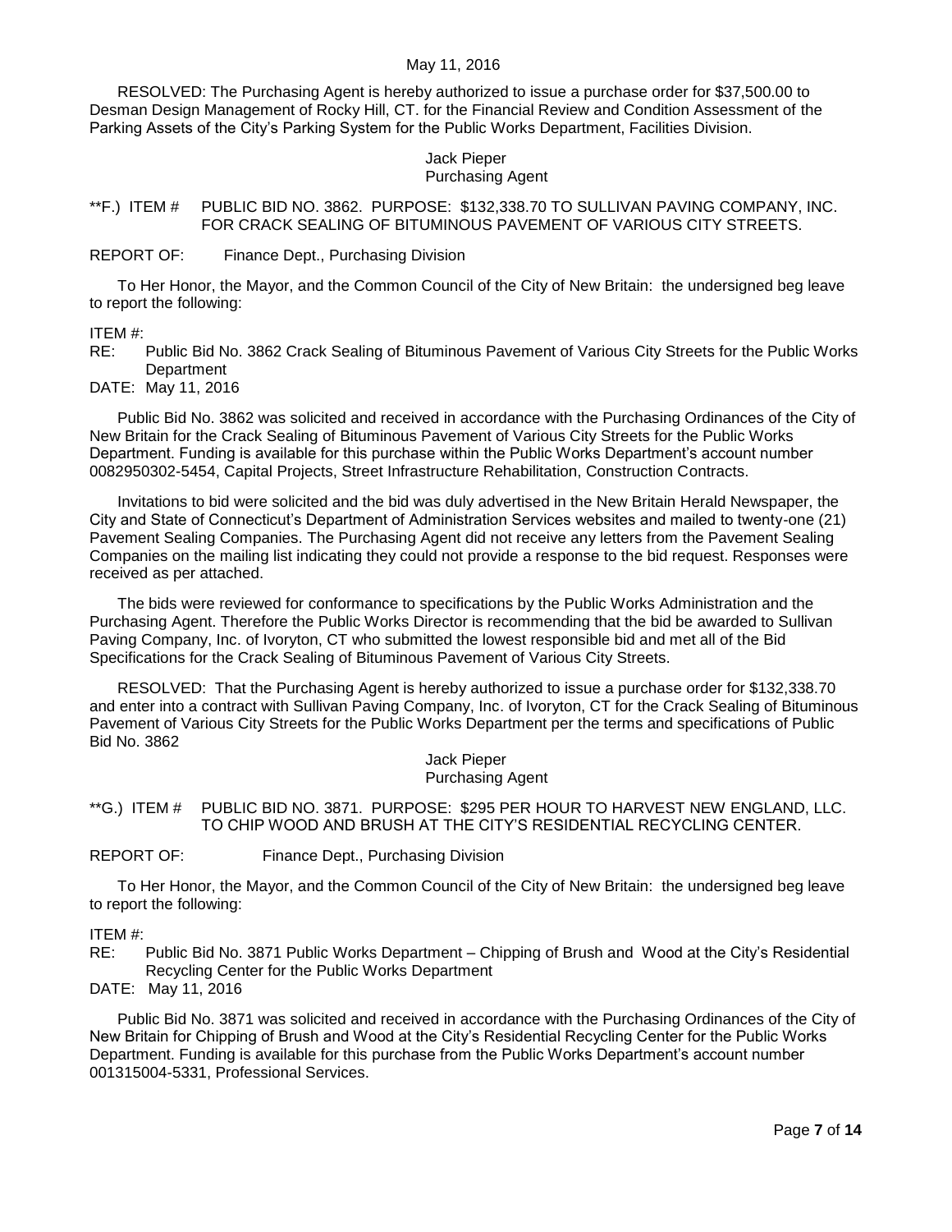RESOLVED: The Purchasing Agent is hereby authorized to issue a purchase order for $37,500.00 to Desman Design Management of Rocky Hill, CT. for the Financial Review and Condition Assessment of the Parking Assets of the City's Parking System for the Public Works Department, Facilities Division.

Jack Pieper
Purchasing Agent

**F.) ITEM # PUBLIC BID NO. 3862. PURPOSE: $132,338.70 TO SULLIVAN PAVING COMPANY, INC. FOR CRACK SEALING OF BITUMINOUS PAVEMENT OF VARIOUS CITY STREETS.

REPORT OF: Finance Dept., Purchasing Division

To Her Honor, the Mayor, and the Common Council of the City of New Britain: the undersigned beg leave to report the following:

ITEM #:
RE: Public Bid No. 3862 Crack Sealing of Bituminous Pavement of Various City Streets for the Public Works Department
DATE: May 11, 2016

Public Bid No. 3862 was solicited and received in accordance with the Purchasing Ordinances of the City of New Britain for the Crack Sealing of Bituminous Pavement of Various City Streets for the Public Works Department. Funding is available for this purchase within the Public Works Department's account number 0082950302-5454, Capital Projects, Street Infrastructure Rehabilitation, Construction Contracts.

Invitations to bid were solicited and the bid was duly advertised in the New Britain Herald Newspaper, the City and State of Connecticut's Department of Administration Services websites and mailed to twenty-one (21) Pavement Sealing Companies. The Purchasing Agent did not receive any letters from the Pavement Sealing Companies on the mailing list indicating they could not provide a response to the bid request. Responses were received as per attached.

The bids were reviewed for conformance to specifications by the Public Works Administration and the Purchasing Agent. Therefore the Public Works Director is recommending that the bid be awarded to Sullivan Paving Company, Inc. of Ivoryton, CT who submitted the lowest responsible bid and met all of the Bid Specifications for the Crack Sealing of Bituminous Pavement of Various City Streets.

RESOLVED: That the Purchasing Agent is hereby authorized to issue a purchase order for $132,338.70 and enter into a contract with Sullivan Paving Company, Inc. of Ivoryton, CT for the Crack Sealing of Bituminous Pavement of Various City Streets for the Public Works Department per the terms and specifications of Public Bid No. 3862

Jack Pieper
Purchasing Agent

**G.) ITEM # PUBLIC BID NO. 3871. PURPOSE: $295 PER HOUR TO HARVEST NEW ENGLAND, LLC. TO CHIP WOOD AND BRUSH AT THE CITY'S RESIDENTIAL RECYCLING CENTER.

REPORT OF: Finance Dept., Purchasing Division

To Her Honor, the Mayor, and the Common Council of the City of New Britain: the undersigned beg leave to report the following:

ITEM #:
RE: Public Bid No. 3871 Public Works Department – Chipping of Brush and Wood at the City's Residential Recycling Center for the Public Works Department
DATE: May 11, 2016

Public Bid No. 3871 was solicited and received in accordance with the Purchasing Ordinances of the City of New Britain for Chipping of Brush and Wood at the City's Residential Recycling Center for the Public Works Department. Funding is available for this purchase from the Public Works Department's account number 001315004-5331, Professional Services.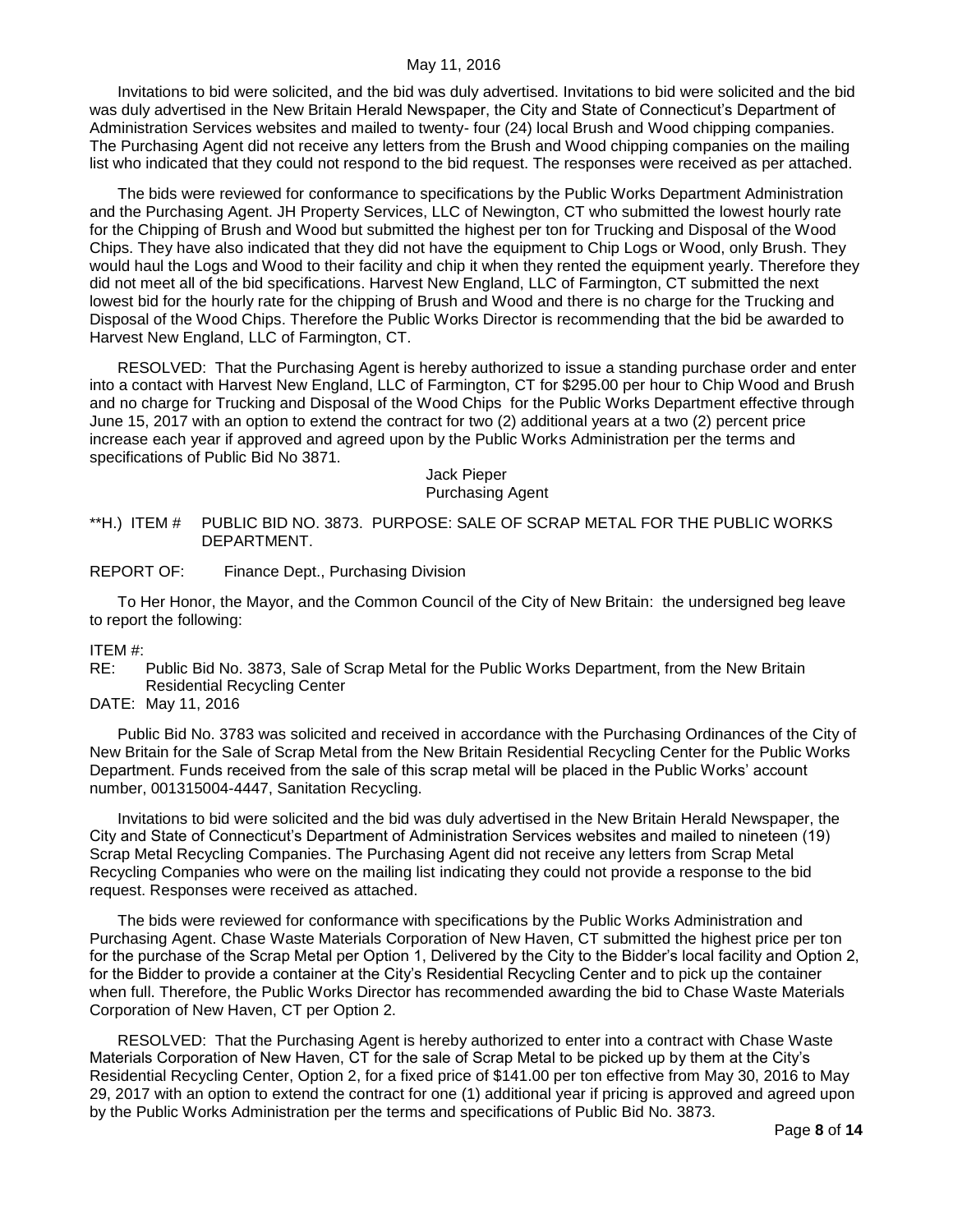Invitations to bid were solicited, and the bid was duly advertised. Invitations to bid were solicited and the bid was duly advertised in the New Britain Herald Newspaper, the City and State of Connecticut's Department of Administration Services websites and mailed to twenty- four (24) local Brush and Wood chipping companies. The Purchasing Agent did not receive any letters from the Brush and Wood chipping companies on the mailing list who indicated that they could not respond to the bid request. The responses were received as per attached.

The bids were reviewed for conformance to specifications by the Public Works Department Administration and the Purchasing Agent. JH Property Services, LLC of Newington, CT who submitted the lowest hourly rate for the Chipping of Brush and Wood but submitted the highest per ton for Trucking and Disposal of the Wood Chips. They have also indicated that they did not have the equipment to Chip Logs or Wood, only Brush. They would haul the Logs and Wood to their facility and chip it when they rented the equipment yearly. Therefore they did not meet all of the bid specifications. Harvest New England, LLC of Farmington, CT submitted the next lowest bid for the hourly rate for the chipping of Brush and Wood and there is no charge for the Trucking and Disposal of the Wood Chips. Therefore the Public Works Director is recommending that the bid be awarded to Harvest New England, LLC of Farmington, CT.

RESOLVED: That the Purchasing Agent is hereby authorized to issue a standing purchase order and enter into a contact with Harvest New England, LLC of Farmington, CT for $295.00 per hour to Chip Wood and Brush and no charge for Trucking and Disposal of the Wood Chips for the Public Works Department effective through June 15, 2017 with an option to extend the contract for two (2) additional years at a two (2) percent price increase each year if approved and agreed upon by the Public Works Administration per the terms and specifications of Public Bid No 3871.

Jack Pieper
Purchasing Agent

**H.) ITEM # PUBLIC BID NO. 3873. PURPOSE: SALE OF SCRAP METAL FOR THE PUBLIC WORKS DEPARTMENT.

REPORT OF: Finance Dept., Purchasing Division

To Her Honor, the Mayor, and the Common Council of the City of New Britain: the undersigned beg leave to report the following:

ITEM #:
RE: Public Bid No. 3873, Sale of Scrap Metal for the Public Works Department, from the New Britain Residential Recycling Center
DATE: May 11, 2016

Public Bid No. 3783 was solicited and received in accordance with the Purchasing Ordinances of the City of New Britain for the Sale of Scrap Metal from the New Britain Residential Recycling Center for the Public Works Department. Funds received from the sale of this scrap metal will be placed in the Public Works' account number, 001315004-4447, Sanitation Recycling.

Invitations to bid were solicited and the bid was duly advertised in the New Britain Herald Newspaper, the City and State of Connecticut's Department of Administration Services websites and mailed to nineteen (19) Scrap Metal Recycling Companies. The Purchasing Agent did not receive any letters from Scrap Metal Recycling Companies who were on the mailing list indicating they could not provide a response to the bid request. Responses were received as attached.

The bids were reviewed for conformance with specifications by the Public Works Administration and Purchasing Agent. Chase Waste Materials Corporation of New Haven, CT submitted the highest price per ton for the purchase of the Scrap Metal per Option 1, Delivered by the City to the Bidder's local facility and Option 2, for the Bidder to provide a container at the City's Residential Recycling Center and to pick up the container when full. Therefore, the Public Works Director has recommended awarding the bid to Chase Waste Materials Corporation of New Haven, CT per Option 2.

RESOLVED: That the Purchasing Agent is hereby authorized to enter into a contract with Chase Waste Materials Corporation of New Haven, CT for the sale of Scrap Metal to be picked up by them at the City's Residential Recycling Center, Option 2, for a fixed price of $141.00 per ton effective from May 30, 2016 to May 29, 2017 with an option to extend the contract for one (1) additional year if pricing is approved and agreed upon by the Public Works Administration per the terms and specifications of Public Bid No. 3873.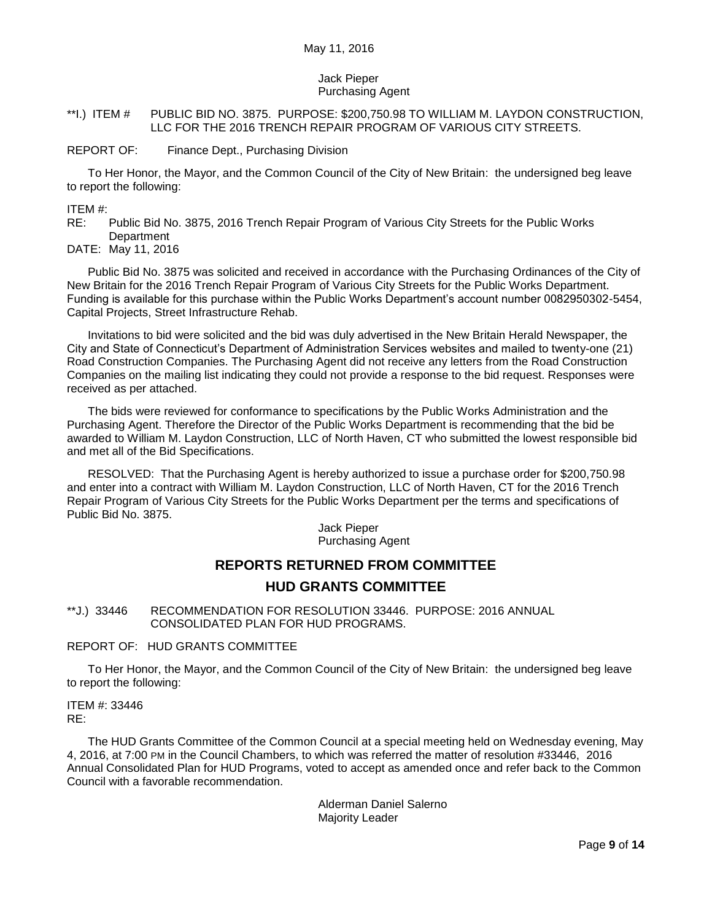Jack Pieper
Purchasing Agent

**I.) ITEM # PUBLIC BID NO. 3875. PURPOSE: $200,750.98 TO WILLIAM M. LAYDON CONSTRUCTION, LLC FOR THE 2016 TRENCH REPAIR PROGRAM OF VARIOUS CITY STREETS.

REPORT OF: Finance Dept., Purchasing Division

To Her Honor, the Mayor, and the Common Council of the City of New Britain: the undersigned beg leave to report the following:

ITEM #:
RE: Public Bid No. 3875, 2016 Trench Repair Program of Various City Streets for the Public Works Department
DATE: May 11, 2016

Public Bid No. 3875 was solicited and received in accordance with the Purchasing Ordinances of the City of New Britain for the 2016 Trench Repair Program of Various City Streets for the Public Works Department. Funding is available for this purchase within the Public Works Department's account number 0082950302-5454, Capital Projects, Street Infrastructure Rehab.

Invitations to bid were solicited and the bid was duly advertised in the New Britain Herald Newspaper, the City and State of Connecticut's Department of Administration Services websites and mailed to twenty-one (21) Road Construction Companies. The Purchasing Agent did not receive any letters from the Road Construction Companies on the mailing list indicating they could not provide a response to the bid request. Responses were received as per attached.

The bids were reviewed for conformance to specifications by the Public Works Administration and the Purchasing Agent. Therefore the Director of the Public Works Department is recommending that the bid be awarded to William M. Laydon Construction, LLC of North Haven, CT who submitted the lowest responsible bid and met all of the Bid Specifications.

RESOLVED: That the Purchasing Agent is hereby authorized to issue a purchase order for $200,750.98 and enter into a contract with William M. Laydon Construction, LLC of North Haven, CT for the 2016 Trench Repair Program of Various City Streets for the Public Works Department per the terms and specifications of Public Bid No. 3875.

Jack Pieper
Purchasing Agent

## REPORTS RETURNED FROM COMMITTEE

## HUD GRANTS COMMITTEE

**J.) 33446 RECOMMENDATION FOR RESOLUTION 33446. PURPOSE: 2016 ANNUAL CONSOLIDATED PLAN FOR HUD PROGRAMS.

REPORT OF: HUD GRANTS COMMITTEE

To Her Honor, the Mayor, and the Common Council of the City of New Britain: the undersigned beg leave to report the following:

ITEM #: 33446
RE:

The HUD Grants Committee of the Common Council at a special meeting held on Wednesday evening, May 4, 2016, at 7:00 PM in the Council Chambers, to which was referred the matter of resolution #33446, 2016 Annual Consolidated Plan for HUD Programs, voted to accept as amended once and refer back to the Common Council with a favorable recommendation.

Alderman Daniel Salerno
Majority Leader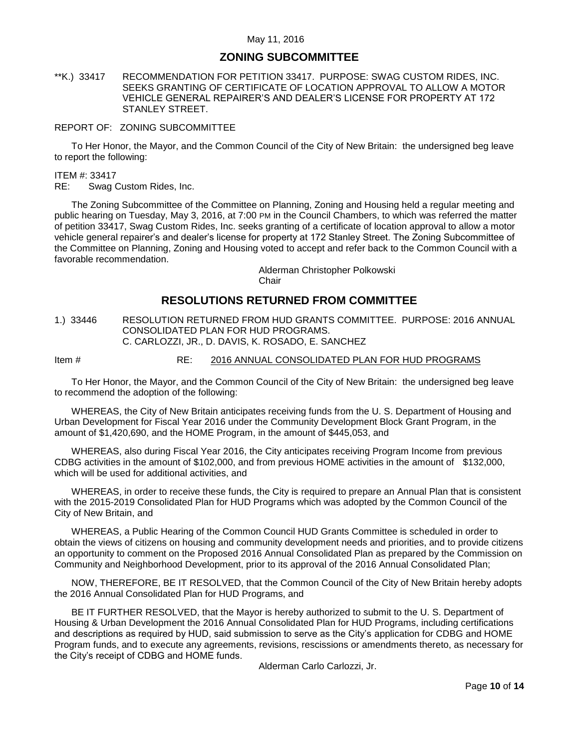## ZONING SUBCOMMITTEE

**K.) 33417 RECOMMENDATION FOR PETITION 33417. PURPOSE: SWAG CUSTOM RIDES, INC. SEEKS GRANTING OF CERTIFICATE OF LOCATION APPROVAL TO ALLOW A MOTOR VEHICLE GENERAL REPAIRER'S AND DEALER'S LICENSE FOR PROPERTY AT 172 STANLEY STREET.

REPORT OF: ZONING SUBCOMMITTEE

To Her Honor, the Mayor, and the Common Council of the City of New Britain: the undersigned beg leave to report the following:

ITEM #: 33417
RE: Swag Custom Rides, Inc.

The Zoning Subcommittee of the Committee on Planning, Zoning and Housing held a regular meeting and public hearing on Tuesday, May 3, 2016, at 7:00 PM in the Council Chambers, to which was referred the matter of petition 33417, Swag Custom Rides, Inc. seeks granting of a certificate of location approval to allow a motor vehicle general repairer's and dealer's license for property at 172 Stanley Street. The Zoning Subcommittee of the Committee on Planning, Zoning and Housing voted to accept and refer back to the Common Council with a favorable recommendation.

Alderman Christopher Polkowski
Chair

## RESOLUTIONS RETURNED FROM COMMITTEE

1.) 33446 RESOLUTION RETURNED FROM HUD GRANTS COMMITTEE. PURPOSE: 2016 ANNUAL CONSOLIDATED PLAN FOR HUD PROGRAMS.
C. CARLOZZI, JR., D. DAVIS, K. ROSADO, E. SANCHEZ

Item # RE: 2016 ANNUAL CONSOLIDATED PLAN FOR HUD PROGRAMS

To Her Honor, the Mayor, and the Common Council of the City of New Britain: the undersigned beg leave to recommend the adoption of the following:

WHEREAS, the City of New Britain anticipates receiving funds from the U. S. Department of Housing and Urban Development for Fiscal Year 2016 under the Community Development Block Grant Program, in the amount of $1,420,690, and the HOME Program, in the amount of $445,053, and

WHEREAS, also during Fiscal Year 2016, the City anticipates receiving Program Income from previous CDBG activities in the amount of $102,000, and from previous HOME activities in the amount of $132,000, which will be used for additional activities, and

WHEREAS, in order to receive these funds, the City is required to prepare an Annual Plan that is consistent with the 2015-2019 Consolidated Plan for HUD Programs which was adopted by the Common Council of the City of New Britain, and

WHEREAS, a Public Hearing of the Common Council HUD Grants Committee is scheduled in order to obtain the views of citizens on housing and community development needs and priorities, and to provide citizens an opportunity to comment on the Proposed 2016 Annual Consolidated Plan as prepared by the Commission on Community and Neighborhood Development, prior to its approval of the 2016 Annual Consolidated Plan;

NOW, THEREFORE, BE IT RESOLVED, that the Common Council of the City of New Britain hereby adopts the 2016 Annual Consolidated Plan for HUD Programs, and

BE IT FURTHER RESOLVED, that the Mayor is hereby authorized to submit to the U. S. Department of Housing & Urban Development the 2016 Annual Consolidated Plan for HUD Programs, including certifications and descriptions as required by HUD, said submission to serve as the City's application for CDBG and HOME Program funds, and to execute any agreements, revisions, rescissions or amendments thereto, as necessary for the City's receipt of CDBG and HOME funds.

Alderman Carlo Carlozzi, Jr.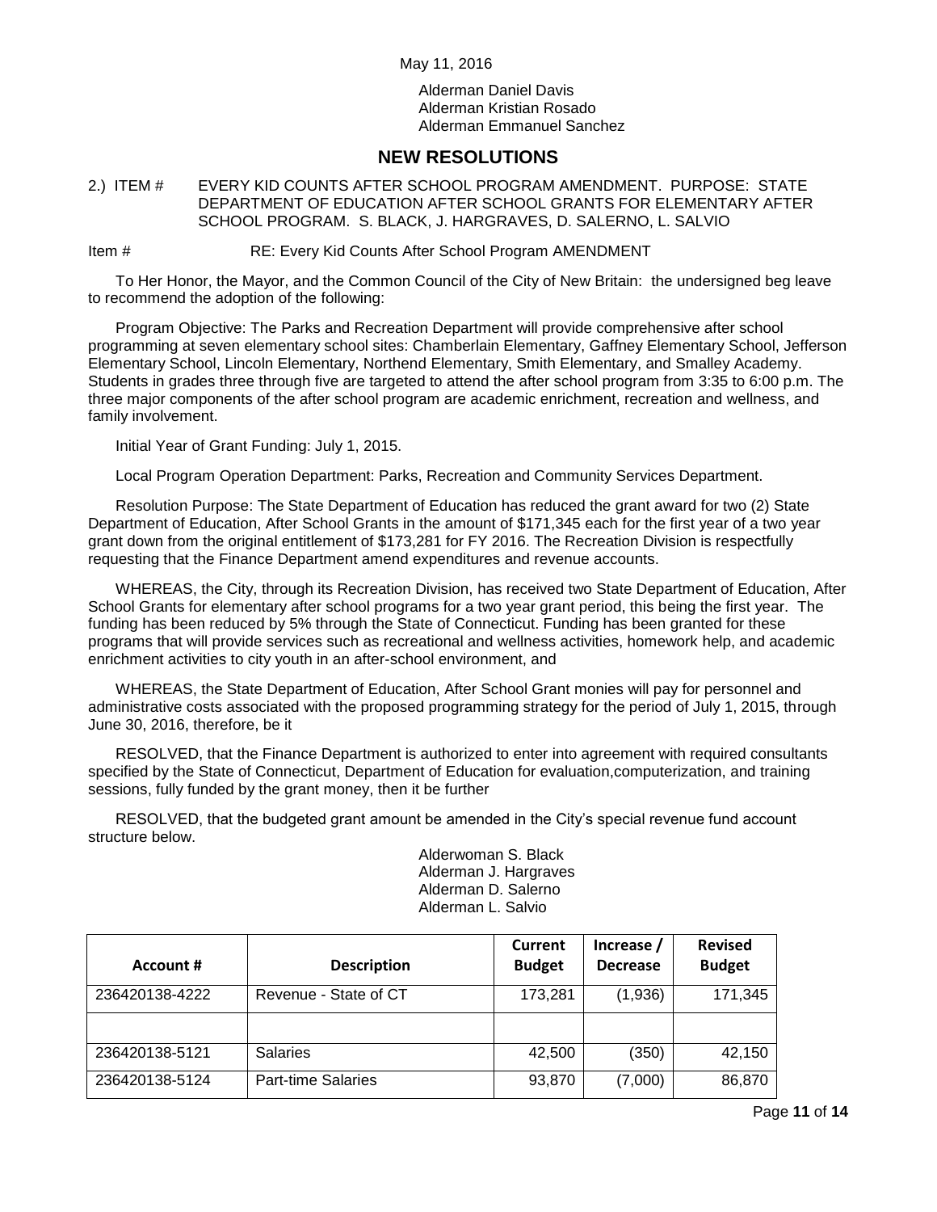Alderman Daniel Davis
Alderman Kristian Rosado
Alderman Emmanuel Sanchez

## NEW RESOLUTIONS

2.) ITEM # EVERY KID COUNTS AFTER SCHOOL PROGRAM AMENDMENT. PURPOSE: STATE DEPARTMENT OF EDUCATION AFTER SCHOOL GRANTS FOR ELEMENTARY AFTER SCHOOL PROGRAM. S. BLACK, J. HARGRAVES, D. SALERNO, L. SALVIO

Item # RE: Every Kid Counts After School Program AMENDMENT

To Her Honor, the Mayor, and the Common Council of the City of New Britain: the undersigned beg leave to recommend the adoption of the following:

Program Objective: The Parks and Recreation Department will provide comprehensive after school programming at seven elementary school sites: Chamberlain Elementary, Gaffney Elementary School, Jefferson Elementary School, Lincoln Elementary, Northend Elementary, Smith Elementary, and Smalley Academy. Students in grades three through five are targeted to attend the after school program from 3:35 to 6:00 p.m. The three major components of the after school program are academic enrichment, recreation and wellness, and family involvement.

Initial Year of Grant Funding: July 1, 2015.

Local Program Operation Department: Parks, Recreation and Community Services Department.

Resolution Purpose: The State Department of Education has reduced the grant award for two (2) State Department of Education, After School Grants in the amount of $171,345 each for the first year of a two year grant down from the original entitlement of $173,281 for FY 2016. The Recreation Division is respectfully requesting that the Finance Department amend expenditures and revenue accounts.

WHEREAS, the City, through its Recreation Division, has received two State Department of Education, After School Grants for elementary after school programs for a two year grant period, this being the first year. The funding has been reduced by 5% through the State of Connecticut. Funding has been granted for these programs that will provide services such as recreational and wellness activities, homework help, and academic enrichment activities to city youth in an after-school environment, and

WHEREAS, the State Department of Education, After School Grant monies will pay for personnel and administrative costs associated with the proposed programming strategy for the period of July 1, 2015, through June 30, 2016, therefore, be it

RESOLVED, that the Finance Department is authorized to enter into agreement with required consultants specified by the State of Connecticut, Department of Education for evaluation,computerization, and training sessions, fully funded by the grant money, then it be further

RESOLVED, that the budgeted grant amount be amended in the City's special revenue fund account structure below.

Alderwoman S. Black
Alderman J. Hargraves
Alderman D. Salerno
Alderman L. Salvio

| Account # | Description | Current Budget | Increase / Decrease | Revised Budget |
|---|---|---|---|---|
| 236420138-4222 | Revenue - State of CT | 173,281 | (1,936) | 171,345 |
| | | | | |
| 236420138-5121 | Salaries | 42,500 | (350) | 42,150 |
| 236420138-5124 | Part-time Salaries | 93,870 | (7,000) | 86,870 |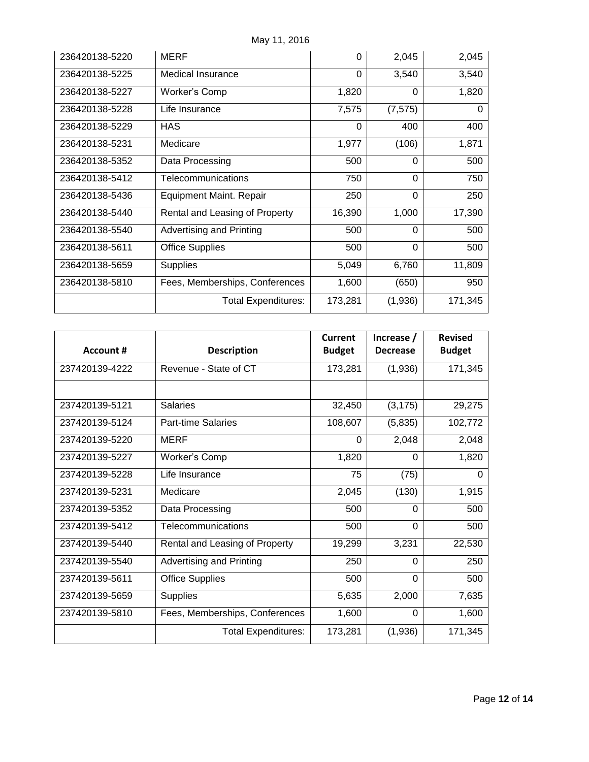| | | | | |
|---|---|---|---|---|
| 236420138-5220 | MERF | 0 | 2,045 | 2,045 |
| 236420138-5225 | Medical Insurance | 0 | 3,540 | 3,540 |
| 236420138-5227 | Worker's Comp | 1,820 | 0 | 1,820 |
| 236420138-5228 | Life Insurance | 7,575 | (7,575) | 0 |
| 236420138-5229 | HAS | 0 | 400 | 400 |
| 236420138-5231 | Medicare | 1,977 | (106) | 1,871 |
| 236420138-5352 | Data Processing | 500 | 0 | 500 |
| 236420138-5412 | Telecommunications | 750 | 0 | 750 |
| 236420138-5436 | Equipment Maint. Repair | 250 | 0 | 250 |
| 236420138-5440 | Rental and Leasing of Property | 16,390 | 1,000 | 17,390 |
| 236420138-5540 | Advertising and Printing | 500 | 0 | 500 |
| 236420138-5611 | Office Supplies | 500 | 0 | 500 |
| 236420138-5659 | Supplies | 5,049 | 6,760 | 11,809 |
| 236420138-5810 | Fees, Memberships, Conferences | 1,600 | (650) | 950 |
| | Total Expenditures: | 173,281 | (1,936) | 171,345 |

| Account # | Description | Current Budget | Increase / Decrease | Revised Budget |
|---|---|---|---|---|
| 237420139-4222 | Revenue - State of CT | 173,281 | (1,936) | 171,345 |
| | | | | |
| 237420139-5121 | Salaries | 32,450 | (3,175) | 29,275 |
| 237420139-5124 | Part-time Salaries | 108,607 | (5,835) | 102,772 |
| 237420139-5220 | MERF | 0 | 2,048 | 2,048 |
| 237420139-5227 | Worker's Comp | 1,820 | 0 | 1,820 |
| 237420139-5228 | Life Insurance | 75 | (75) | 0 |
| 237420139-5231 | Medicare | 2,045 | (130) | 1,915 |
| 237420139-5352 | Data Processing | 500 | 0 | 500 |
| 237420139-5412 | Telecommunications | 500 | 0 | 500 |
| 237420139-5440 | Rental and Leasing of Property | 19,299 | 3,231 | 22,530 |
| 237420139-5540 | Advertising and Printing | 250 | 0 | 250 |
| 237420139-5611 | Office Supplies | 500 | 0 | 500 |
| 237420139-5659 | Supplies | 5,635 | 2,000 | 7,635 |
| 237420139-5810 | Fees, Memberships, Conferences | 1,600 | 0 | 1,600 |
| | Total Expenditures: | 173,281 | (1,936) | 171,345 |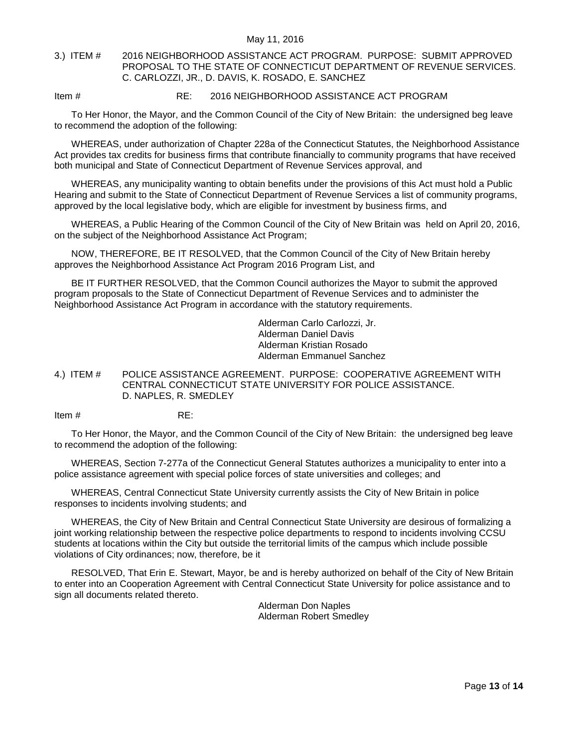3.) ITEM # 2016 NEIGHBORHOOD ASSISTANCE ACT PROGRAM. PURPOSE: SUBMIT APPROVED PROPOSAL TO THE STATE OF CONNECTICUT DEPARTMENT OF REVENUE SERVICES. C. CARLOZZI, JR., D. DAVIS, K. ROSADO, E. SANCHEZ

Item # RE: 2016 NEIGHBORHOOD ASSISTANCE ACT PROGRAM

To Her Honor, the Mayor, and the Common Council of the City of New Britain: the undersigned beg leave to recommend the adoption of the following:

WHEREAS, under authorization of Chapter 228a of the Connecticut Statutes, the Neighborhood Assistance Act provides tax credits for business firms that contribute financially to community programs that have received both municipal and State of Connecticut Department of Revenue Services approval, and

WHEREAS, any municipality wanting to obtain benefits under the provisions of this Act must hold a Public Hearing and submit to the State of Connecticut Department of Revenue Services a list of community programs, approved by the local legislative body, which are eligible for investment by business firms, and

WHEREAS, a Public Hearing of the Common Council of the City of New Britain was held on April 20, 2016, on the subject of the Neighborhood Assistance Act Program;

NOW, THEREFORE, BE IT RESOLVED, that the Common Council of the City of New Britain hereby approves the Neighborhood Assistance Act Program 2016 Program List, and

BE IT FURTHER RESOLVED, that the Common Council authorizes the Mayor to submit the approved program proposals to the State of Connecticut Department of Revenue Services and to administer the Neighborhood Assistance Act Program in accordance with the statutory requirements.

Alderman Carlo Carlozzi, Jr.
Alderman Daniel Davis
Alderman Kristian Rosado
Alderman Emmanuel Sanchez

4.) ITEM # POLICE ASSISTANCE AGREEMENT. PURPOSE: COOPERATIVE AGREEMENT WITH CENTRAL CONNECTICUT STATE UNIVERSITY FOR POLICE ASSISTANCE. D. NAPLES, R. SMEDLEY

Item # RE:

To Her Honor, the Mayor, and the Common Council of the City of New Britain: the undersigned beg leave to recommend the adoption of the following:

WHEREAS, Section 7-277a of the Connecticut General Statutes authorizes a municipality to enter into a police assistance agreement with special police forces of state universities and colleges; and

WHEREAS, Central Connecticut State University currently assists the City of New Britain in police responses to incidents involving students; and

WHEREAS, the City of New Britain and Central Connecticut State University are desirous of formalizing a joint working relationship between the respective police departments to respond to incidents involving CCSU students at locations within the City but outside the territorial limits of the campus which include possible violations of City ordinances; now, therefore, be it

RESOLVED, That Erin E. Stewart, Mayor, be and is hereby authorized on behalf of the City of New Britain to enter into an Cooperation Agreement with Central Connecticut State University for police assistance and to sign all documents related thereto.

Alderman Don Naples
Alderman Robert Smedley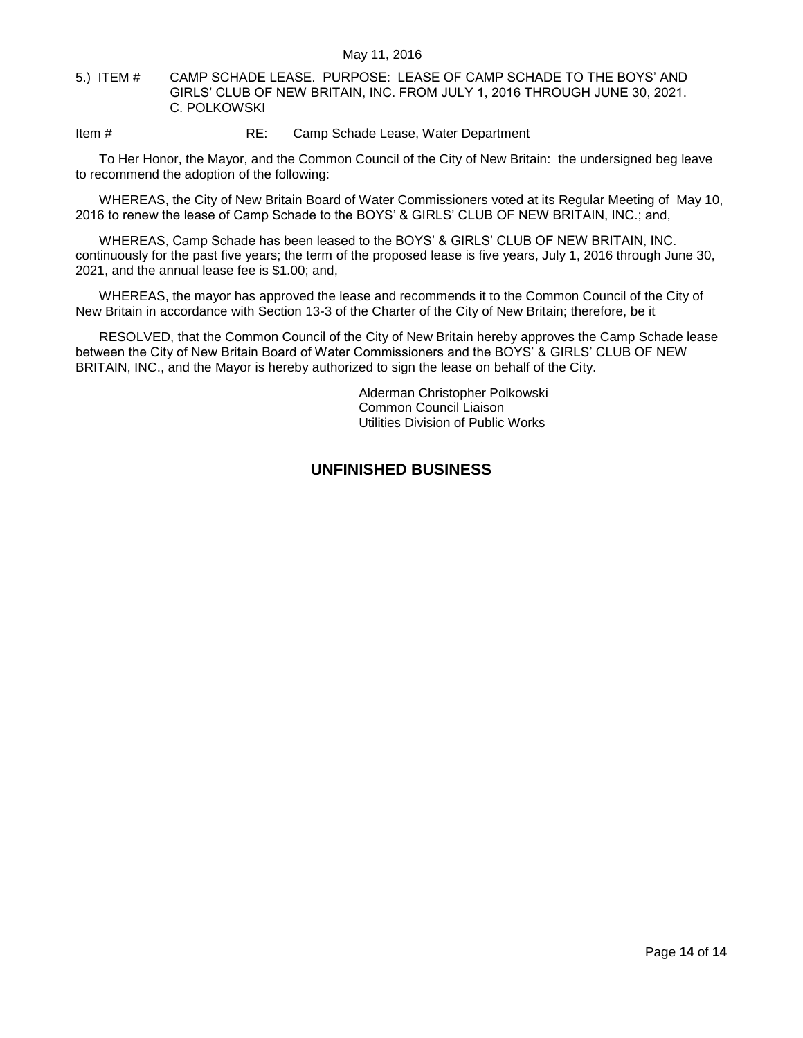5.) ITEM # CAMP SCHADE LEASE. PURPOSE: LEASE OF CAMP SCHADE TO THE BOYS' AND GIRLS' CLUB OF NEW BRITAIN, INC. FROM JULY 1, 2016 THROUGH JUNE 30, 2021. C. POLKOWSKI

Item # RE: Camp Schade Lease, Water Department

To Her Honor, the Mayor, and the Common Council of the City of New Britain: the undersigned beg leave to recommend the adoption of the following:

WHEREAS, the City of New Britain Board of Water Commissioners voted at its Regular Meeting of May 10, 2016 to renew the lease of Camp Schade to the BOYS' & GIRLS' CLUB OF NEW BRITAIN, INC.; and,

WHEREAS, Camp Schade has been leased to the BOYS' & GIRLS' CLUB OF NEW BRITAIN, INC. continuously for the past five years; the term of the proposed lease is five years, July 1, 2016 through June 30, 2021, and the annual lease fee is $1.00; and,

WHEREAS, the mayor has approved the lease and recommends it to the Common Council of the City of New Britain in accordance with Section 13-3 of the Charter of the City of New Britain; therefore, be it

RESOLVED, that the Common Council of the City of New Britain hereby approves the Camp Schade lease between the City of New Britain Board of Water Commissioners and the BOYS' & GIRLS' CLUB OF NEW BRITAIN, INC., and the Mayor is hereby authorized to sign the lease on behalf of the City.

Alderman Christopher Polkowski
Common Council Liaison
Utilities Division of Public Works

## UNFINISHED BUSINESS